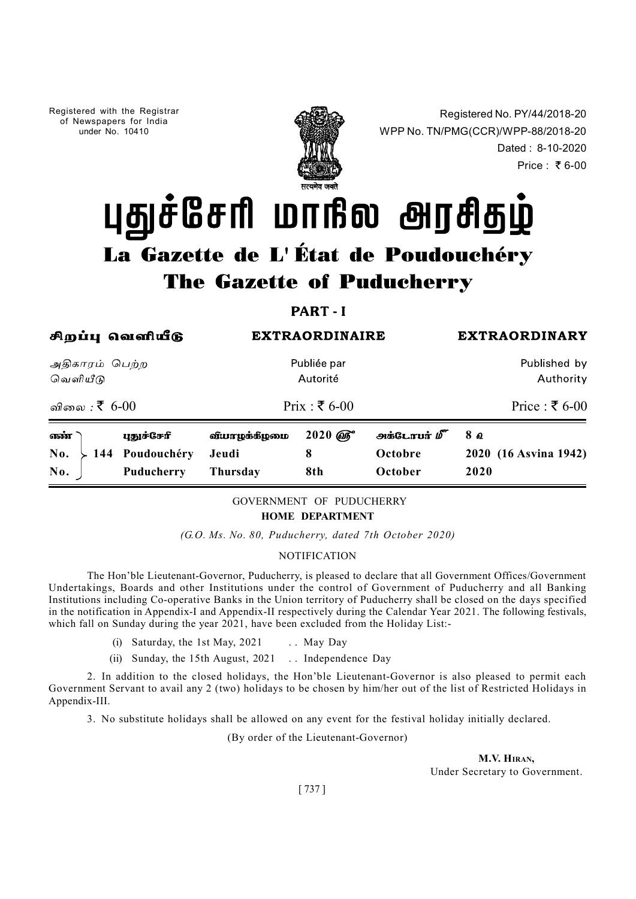Registered with the Registrar of Newspapers for India under No. 10410

Registered No. PY/44/2018-20
WPP No. TN/PMG(CCR)/WPP-88/2018-20
Dated : 8-10-2020
Price : ₹ 6-00

# புதுச்சேரி மாநில அரசிதழ்

# La Gazette de L' État de Poudouchéry

# The Gazette of Puducherry

## PART - I

| சிறப்பு வெளியீடு | EXTRAORDINAIRE | EXTRAORDINARY |
|---|---|---|
| அதிகாரம் பெற்ற வெளியீடு | Publiée par Autorité | Published by Authority |
| விலை : ₹ 6-00 | Prix : ₹ 6-00 | Price : ₹ 6-00 |

| எண் | | புதுச்சேரி | வியாழக்கிழமை | 2020 ஆம் | அக்டோபர் மீ | 8 உ |
|---|---|---|---|---|---|---|
| No. | 144 | Poudouchéry | Jeudi | 8 | Octobre | 2020 (16 Asvina 1942) |
| No. | | Puducherry | Thursday | 8th | October | 2020 |

GOVERNMENT OF PUDUCHERRY

**HOME DEPARTMENT**

*(G.O. Ms. No. 80, Puducherry, dated 7th October 2020)*

NOTIFICATION

The Hon'ble Lieutenant-Governor, Puducherry, is pleased to declare that all Government Offices/Government Undertakings, Boards and other Institutions under the control of Government of Puducherry and all Banking Institutions including Co-operative Banks in the Union territory of Puducherry shall be closed on the days specified in the notification in Appendix-I and Appendix-II respectively during the Calendar Year 2021. The following festivals, which fall on Sunday during the year 2021, have been excluded from the Holiday List:-

(i) Saturday, the 1st May, 2021 . . May Day

(ii) Sunday, the 15th August, 2021 . . Independence Day

2. In addition to the closed holidays, the Hon'ble Lieutenant-Governor is also pleased to permit each Government Servant to avail any 2 (two) holidays to be chosen by him/her out of the list of Restricted Holidays in Appendix-III.

3. No substitute holidays shall be allowed on any event for the festival holiday initially declared.

(By order of the Lieutenant-Governor)

**M.V. Hiran,**
Under Secretary to Government.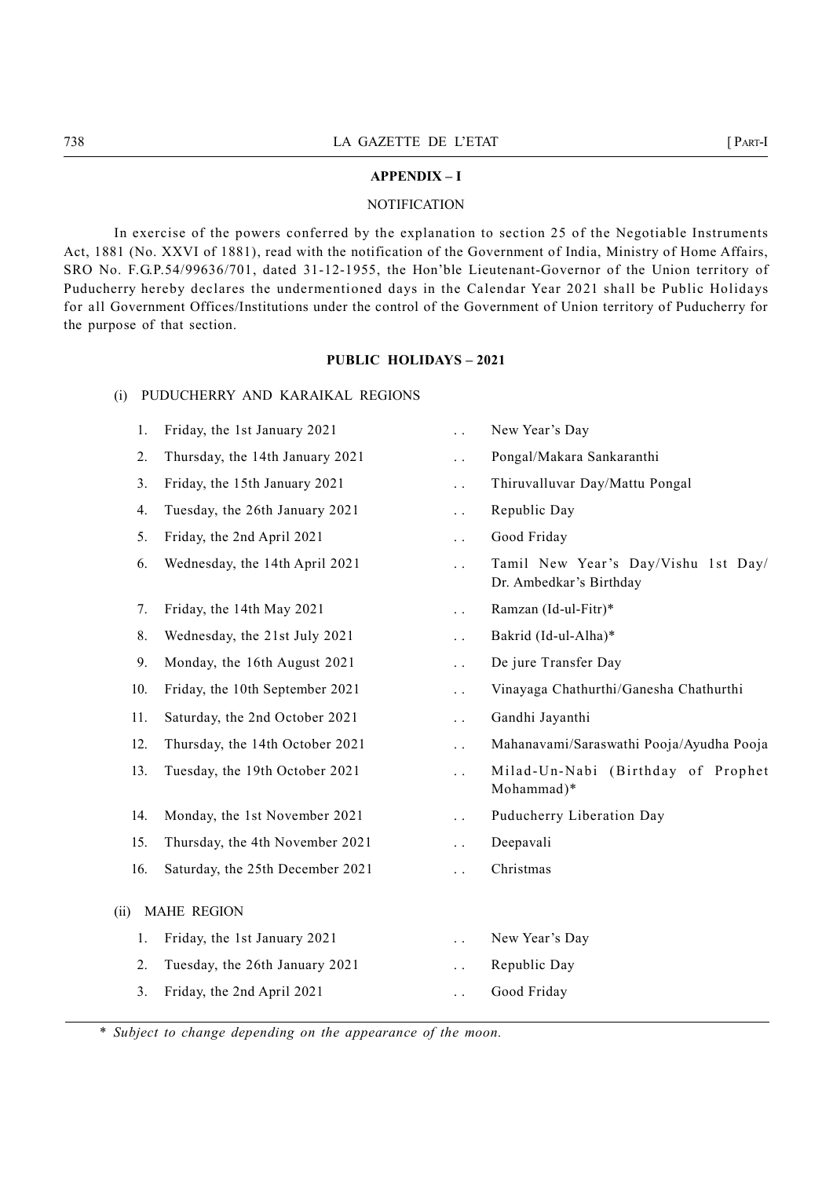## APPENDIX – I

NOTIFICATION

In exercise of the powers conferred by the explanation to section 25 of the Negotiable Instruments Act, 1881 (No. XXVI of 1881), read with the notification of the Government of India, Ministry of Home Affairs, SRO No. F.G.P.54/99636/701, dated 31-12-1955, the Hon'ble Lieutenant-Governor of the Union territory of Puducherry hereby declares the undermentioned days in the Calendar Year 2021 shall be Public Holidays for all Government Offices/Institutions under the control of the Government of Union territory of Puducherry for the purpose of that section.

### PUBLIC HOLIDAYS – 2021

(i) PUDUCHERRY AND KARAIKAL REGIONS

| | | | |
|---|---|---|---|
| 1. | Friday, the 1st January 2021 | .. | New Year's Day |
| 2. | Thursday, the 14th January 2021 | .. | Pongal/Makara Sankaranthi |
| 3. | Friday, the 15th January 2021 | .. | Thiruvalluvar Day/Mattu Pongal |
| 4. | Tuesday, the 26th January 2021 | .. | Republic Day |
| 5. | Friday, the 2nd April 2021 | .. | Good Friday |
| 6. | Wednesday, the 14th April 2021 | .. | Tamil New Year's Day/Vishu 1st Day/ Dr. Ambedkar's Birthday |
| 7. | Friday, the 14th May 2021 | .. | Ramzan (Id-ul-Fitr)* |
| 8. | Wednesday, the 21st July 2021 | .. | Bakrid (Id-ul-Alha)* |
| 9. | Monday, the 16th August 2021 | .. | De jure Transfer Day |
| 10. | Friday, the 10th September 2021 | .. | Vinayaga Chathurthi/Ganesha Chathurthi |
| 11. | Saturday, the 2nd October 2021 | .. | Gandhi Jayanthi |
| 12. | Thursday, the 14th October 2021 | .. | Mahanavami/Saraswathi Pooja/Ayudha Pooja |
| 13. | Tuesday, the 19th October 2021 | .. | Milad-Un-Nabi (Birthday of Prophet Mohammad)* |
| 14. | Monday, the 1st November 2021 | .. | Puducherry Liberation Day |
| 15. | Thursday, the 4th November 2021 | .. | Deepavali |
| 16. | Saturday, the 25th December 2021 | .. | Christmas |

(ii) MAHE REGION

| | | | |
|---|---|---|---|
| 1. | Friday, the 1st January 2021 | .. | New Year's Day |
| 2. | Tuesday, the 26th January 2021 | .. | Republic Day |
| 3. | Friday, the 2nd April 2021 | .. | Good Friday |

\* *Subject to change depending on the appearance of the moon.*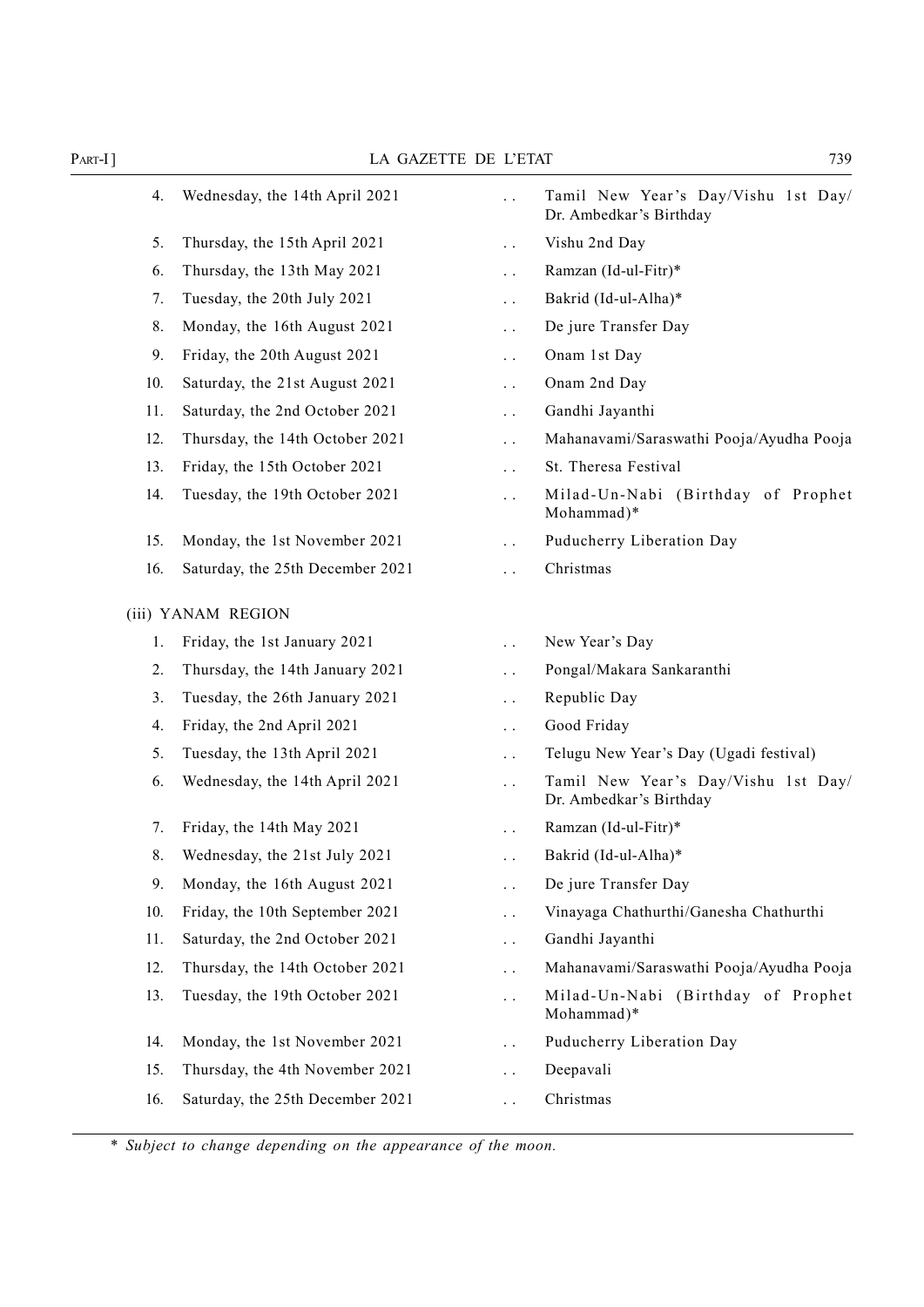| | | | |
|---|---|---|---|
| 4. | Wednesday, the 14th April 2021 | . . | Tamil New Year's Day/Vishu 1st Day/ Dr. Ambedkar's Birthday |
| 5. | Thursday, the 15th April 2021 | . . | Vishu 2nd Day |
| 6. | Thursday, the 13th May 2021 | . . | Ramzan (Id-ul-Fitr)* |
| 7. | Tuesday, the 20th July 2021 | . . | Bakrid (Id-ul-Alha)* |
| 8. | Monday, the 16th August 2021 | . . | De jure Transfer Day |
| 9. | Friday, the 20th August 2021 | . . | Onam 1st Day |
| 10. | Saturday, the 21st August 2021 | . . | Onam 2nd Day |
| 11. | Saturday, the 2nd October 2021 | . . | Gandhi Jayanthi |
| 12. | Thursday, the 14th October 2021 | . . | Mahanavami/Saraswathi Pooja/Ayudha Pooja |
| 13. | Friday, the 15th October 2021 | . . | St. Theresa Festival |
| 14. | Tuesday, the 19th October 2021 | . . | Milad-Un-Nabi (Birthday of Prophet Mohammad)* |
| 15. | Monday, the 1st November 2021 | . . | Puducherry Liberation Day |
| 16. | Saturday, the 25th December 2021 | . . | Christmas |

(iii) YANAM REGION

| | | | |
|---|---|---|---|
| 1. | Friday, the 1st January 2021 | . . | New Year's Day |
| 2. | Thursday, the 14th January 2021 | . . | Pongal/Makara Sankaranthi |
| 3. | Tuesday, the 26th January 2021 | . . | Republic Day |
| 4. | Friday, the 2nd April 2021 | . . | Good Friday |
| 5. | Tuesday, the 13th April 2021 | . . | Telugu New Year's Day (Ugadi festival) |
| 6. | Wednesday, the 14th April 2021 | . . | Tamil New Year's Day/Vishu 1st Day/ Dr. Ambedkar's Birthday |
| 7. | Friday, the 14th May 2021 | . . | Ramzan (Id-ul-Fitr)* |
| 8. | Wednesday, the 21st July 2021 | . . | Bakrid (Id-ul-Alha)* |
| 9. | Monday, the 16th August 2021 | . . | De jure Transfer Day |
| 10. | Friday, the 10th September 2021 | . . | Vinayaga Chathurthi/Ganesha Chathurthi |
| 11. | Saturday, the 2nd October 2021 | . . | Gandhi Jayanthi |
| 12. | Thursday, the 14th October 2021 | . . | Mahanavami/Saraswathi Pooja/Ayudha Pooja |
| 13. | Tuesday, the 19th October 2021 | . . | Milad-Un-Nabi (Birthday of Prophet Mohammad)* |
| 14. | Monday, the 1st November 2021 | . . | Puducherry Liberation Day |
| 15. | Thursday, the 4th November 2021 | . . | Deepavali |
| 16. | Saturday, the 25th December 2021 | . . | Christmas |

* *Subject to change depending on the appearance of the moon.*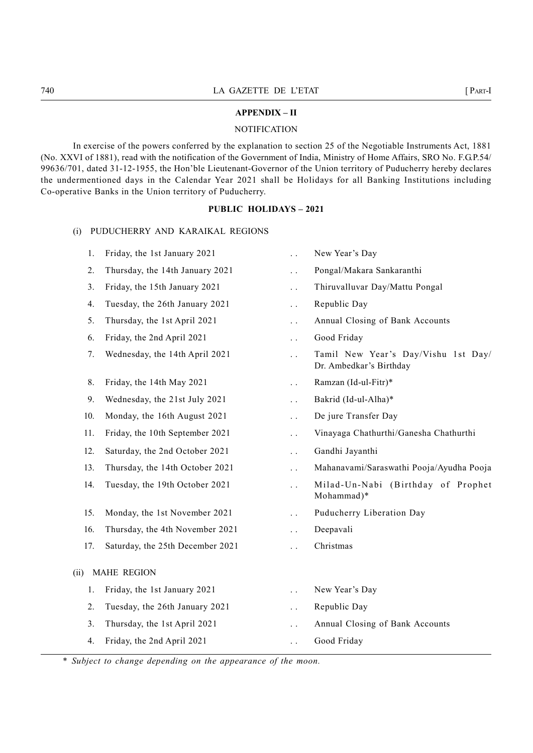## APPENDIX – II

NOTIFICATION

In exercise of the powers conferred by the explanation to section 25 of the Negotiable Instruments Act, 1881 (No. XXVI of 1881), read with the notification of the Government of India, Ministry of Home Affairs, SRO No. F.G.P.54/ 99636/701, dated 31-12-1955, the Hon'ble Lieutenant-Governor of the Union territory of Puducherry hereby declares the undermentioned days in the Calendar Year 2021 shall be Holidays for all Banking Institutions including Co-operative Banks in the Union territory of Puducherry.

### PUBLIC HOLIDAYS – 2021

(i) PUDUCHERRY AND KARAIKAL REGIONS

| No. | Date | | Holiday |
|---|---|---|---|
| 1. | Friday, the 1st January 2021 | . . | New Year's Day |
| 2. | Thursday, the 14th January 2021 | . . | Pongal/Makara Sankaranthi |
| 3. | Friday, the 15th January 2021 | . . | Thiruvalluvar Day/Mattu Pongal |
| 4. | Tuesday, the 26th January 2021 | . . | Republic Day |
| 5. | Thursday, the 1st April 2021 | . . | Annual Closing of Bank Accounts |
| 6. | Friday, the 2nd April 2021 | . . | Good Friday |
| 7. | Wednesday, the 14th April 2021 | . . | Tamil New Year's Day/Vishu 1st Day/ Dr. Ambedkar's Birthday |
| 8. | Friday, the 14th May 2021 | . . | Ramzan (Id-ul-Fitr)* |
| 9. | Wednesday, the 21st July 2021 | . . | Bakrid (Id-ul-Alha)* |
| 10. | Monday, the 16th August 2021 | . . | De jure Transfer Day |
| 11. | Friday, the 10th September 2021 | . . | Vinayaga Chathurthi/Ganesha Chathurthi |
| 12. | Saturday, the 2nd October 2021 | . . | Gandhi Jayanthi |
| 13. | Thursday, the 14th October 2021 | . . | Mahanavami/Saraswathi Pooja/Ayudha Pooja |
| 14. | Tuesday, the 19th October 2021 | . . | Milad-Un-Nabi (Birthday of Prophet Mohammad)* |
| 15. | Monday, the 1st November 2021 | . . | Puducherry Liberation Day |
| 16. | Thursday, the 4th November 2021 | . . | Deepavali |
| 17. | Saturday, the 25th December 2021 | . . | Christmas |

(ii) MAHE REGION

| No. | Date | | Holiday |
|---|---|---|---|
| 1. | Friday, the 1st January 2021 | . . | New Year's Day |
| 2. | Tuesday, the 26th January 2021 | . . | Republic Day |
| 3. | Thursday, the 1st April 2021 | . . | Annual Closing of Bank Accounts |
| 4. | Friday, the 2nd April 2021 | . . | Good Friday |

\* *Subject to change depending on the appearance of the moon.*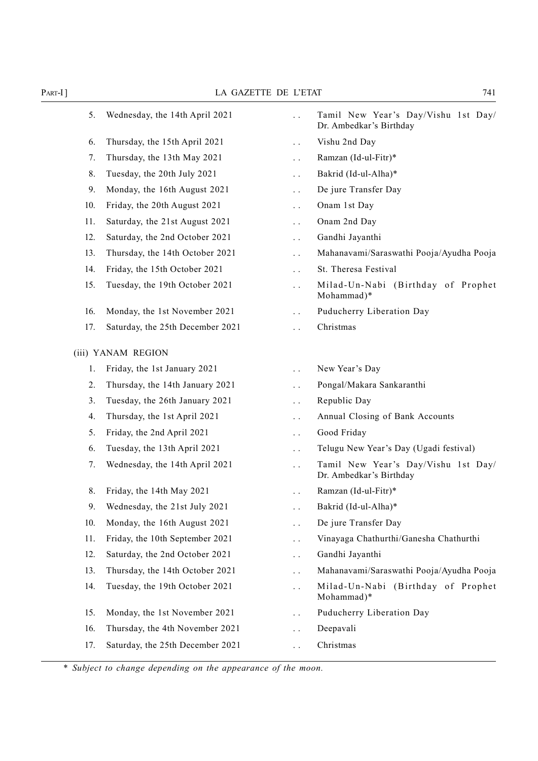| | | | |
|---|---|---|---|
| 5. | Wednesday, the 14th April 2021 | .. | Tamil New Year's Day/Vishu 1st Day/ Dr. Ambedkar's Birthday |
| 6. | Thursday, the 15th April 2021 | .. | Vishu 2nd Day |
| 7. | Thursday, the 13th May 2021 | .. | Ramzan (Id-ul-Fitr)* |
| 8. | Tuesday, the 20th July 2021 | .. | Bakrid (Id-ul-Alha)* |
| 9. | Monday, the 16th August 2021 | .. | De jure Transfer Day |
| 10. | Friday, the 20th August 2021 | .. | Onam 1st Day |
| 11. | Saturday, the 21st August 2021 | .. | Onam 2nd Day |
| 12. | Saturday, the 2nd October 2021 | .. | Gandhi Jayanthi |
| 13. | Thursday, the 14th October 2021 | .. | Mahanavami/Saraswathi Pooja/Ayudha Pooja |
| 14. | Friday, the 15th October 2021 | .. | St. Theresa Festival |
| 15. | Tuesday, the 19th October 2021 | .. | Milad-Un-Nabi (Birthday of Prophet Mohammad)* |
| 16. | Monday, the 1st November 2021 | .. | Puducherry Liberation Day |
| 17. | Saturday, the 25th December 2021 | .. | Christmas |

(iii) YANAM REGION

| | | | |
|---|---|---|---|
| 1. | Friday, the 1st January 2021 | .. | New Year's Day |
| 2. | Thursday, the 14th January 2021 | .. | Pongal/Makara Sankaranthi |
| 3. | Tuesday, the 26th January 2021 | .. | Republic Day |
| 4. | Thursday, the 1st April 2021 | .. | Annual Closing of Bank Accounts |
| 5. | Friday, the 2nd April 2021 | .. | Good Friday |
| 6. | Tuesday, the 13th April 2021 | .. | Telugu New Year's Day (Ugadi festival) |
| 7. | Wednesday, the 14th April 2021 | .. | Tamil New Year's Day/Vishu 1st Day/ Dr. Ambedkar's Birthday |
| 8. | Friday, the 14th May 2021 | .. | Ramzan (Id-ul-Fitr)* |
| 9. | Wednesday, the 21st July 2021 | .. | Bakrid (Id-ul-Alha)* |
| 10. | Monday, the 16th August 2021 | .. | De jure Transfer Day |
| 11. | Friday, the 10th September 2021 | .. | Vinayaga Chathurthi/Ganesha Chathurthi |
| 12. | Saturday, the 2nd October 2021 | .. | Gandhi Jayanthi |
| 13. | Thursday, the 14th October 2021 | .. | Mahanavami/Saraswathi Pooja/Ayudha Pooja |
| 14. | Tuesday, the 19th October 2021 | .. | Milad-Un-Nabi (Birthday of Prophet Mohammad)* |
| 15. | Monday, the 1st November 2021 | .. | Puducherry Liberation Day |
| 16. | Thursday, the 4th November 2021 | .. | Deepavali |
| 17. | Saturday, the 25th December 2021 | .. | Christmas |

\* *Subject to change depending on the appearance of the moon.*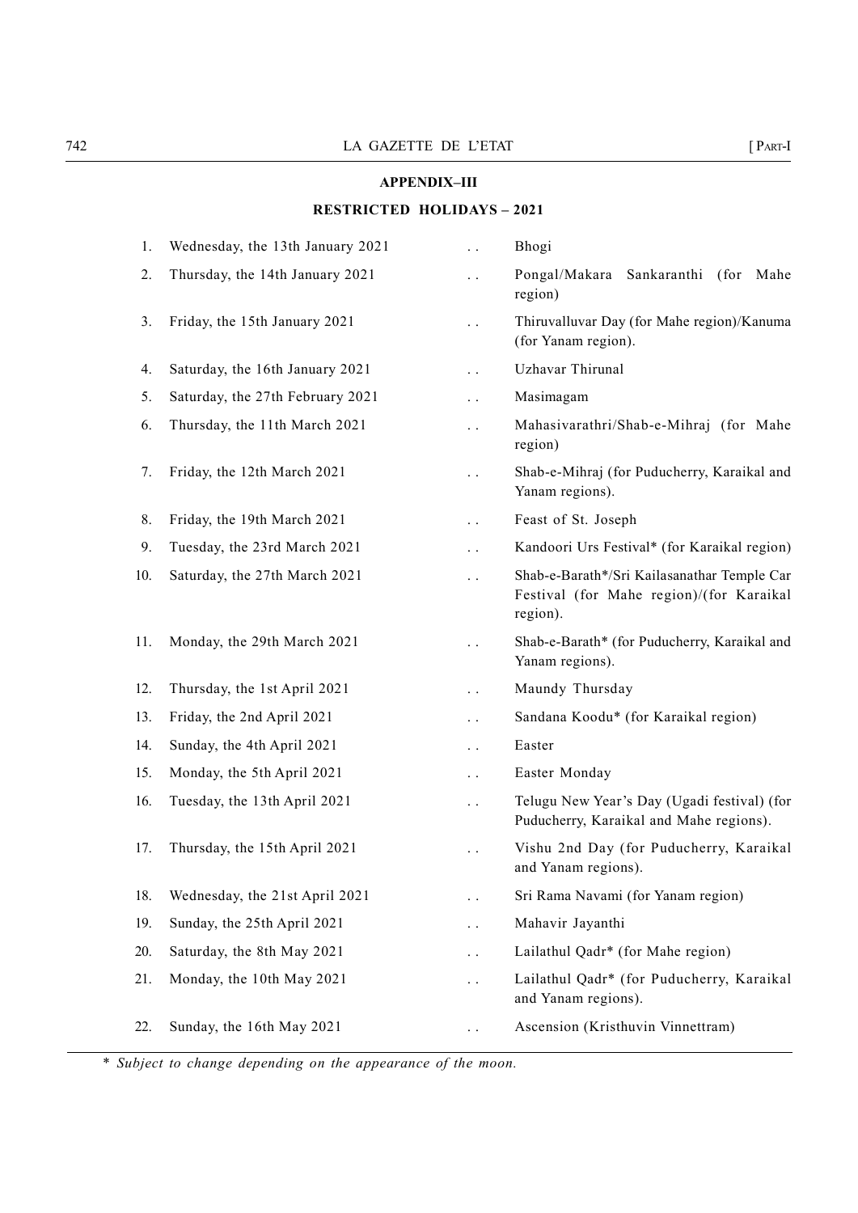## APPENDIX–III

### RESTRICTED HOLIDAYS – 2021

| | | | |
|---|---|---|---|
| 1. | Wednesday, the 13th January 2021 | .. | Bhogi |
| 2. | Thursday, the 14th January 2021 | .. | Pongal/Makara Sankaranthi (for Mahe region) |
| 3. | Friday, the 15th January 2021 | .. | Thiruvalluvar Day (for Mahe region)/Kanuma (for Yanam region). |
| 4. | Saturday, the 16th January 2021 | .. | Uzhavar Thirunal |
| 5. | Saturday, the 27th February 2021 | .. | Masimagam |
| 6. | Thursday, the 11th March 2021 | .. | Mahasivarathri/Shab-e-Mihraj (for Mahe region) |
| 7. | Friday, the 12th March 2021 | .. | Shab-e-Mihraj (for Puducherry, Karaikal and Yanam regions). |
| 8. | Friday, the 19th March 2021 | .. | Feast of St. Joseph |
| 9. | Tuesday, the 23rd March 2021 | .. | Kandoori Urs Festival* (for Karaikal region) |
| 10. | Saturday, the 27th March 2021 | .. | Shab-e-Barath*/Sri Kailasanathar Temple Car Festival (for Mahe region)/(for Karaikal region). |
| 11. | Monday, the 29th March 2021 | .. | Shab-e-Barath* (for Puducherry, Karaikal and Yanam regions). |
| 12. | Thursday, the 1st April 2021 | .. | Maundy Thursday |
| 13. | Friday, the 2nd April 2021 | .. | Sandana Koodu* (for Karaikal region) |
| 14. | Sunday, the 4th April 2021 | .. | Easter |
| 15. | Monday, the 5th April 2021 | .. | Easter Monday |
| 16. | Tuesday, the 13th April 2021 | .. | Telugu New Year's Day (Ugadi festival) (for Puducherry, Karaikal and Mahe regions). |
| 17. | Thursday, the 15th April 2021 | .. | Vishu 2nd Day (for Puducherry, Karaikal and Yanam regions). |
| 18. | Wednesday, the 21st April 2021 | .. | Sri Rama Navami (for Yanam region) |
| 19. | Sunday, the 25th April 2021 | .. | Mahavir Jayanthi |
| 20. | Saturday, the 8th May 2021 | .. | Lailathul Qadr* (for Mahe region) |
| 21. | Monday, the 10th May 2021 | .. | Lailathul Qadr* (for Puducherry, Karaikal and Yanam regions). |
| 22. | Sunday, the 16th May 2021 | .. | Ascension (Kristhuvin Vinnettram) |

*\* Subject to change depending on the appearance of the moon.*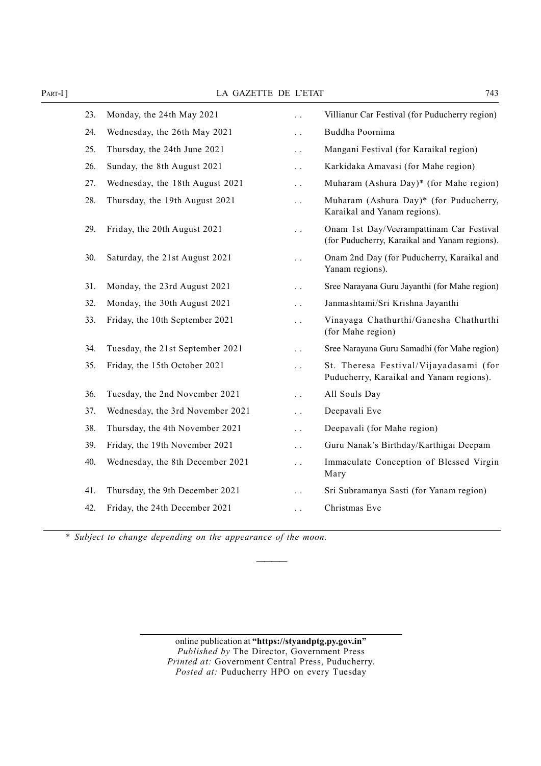| | | | |
|---|---|---|---|
| 23. | Monday, the 24th May 2021 | . . | Villianur Car Festival (for Puducherry region) |
| 24. | Wednesday, the 26th May 2021 | . . | Buddha Poornima |
| 25. | Thursday, the 24th June 2021 | . . | Mangani Festival (for Karaikal region) |
| 26. | Sunday, the 8th August 2021 | . . | Karkidaka Amavasi (for Mahe region) |
| 27. | Wednesday, the 18th August 2021 | . . | Muharam (Ashura Day)* (for Mahe region) |
| 28. | Thursday, the 19th August 2021 | . . | Muharam (Ashura Day)* (for Puducherry, Karaikal and Yanam regions). |
| 29. | Friday, the 20th August 2021 | . . | Onam 1st Day/Veerampattinam Car Festival (for Puducherry, Karaikal and Yanam regions). |
| 30. | Saturday, the 21st August 2021 | . . | Onam 2nd Day (for Puducherry, Karaikal and Yanam regions). |
| 31. | Monday, the 23rd August 2021 | . . | Sree Narayana Guru Jayanthi (for Mahe region) |
| 32. | Monday, the 30th August 2021 | . . | Janmashtami/Sri Krishna Jayanthi |
| 33. | Friday, the 10th September 2021 | . . | Vinayaga Chathurthi/Ganesha Chathurthi (for Mahe region) |
| 34. | Tuesday, the 21st September 2021 | . . | Sree Narayana Guru Samadhi (for Mahe region) |
| 35. | Friday, the 15th October 2021 | . . | St. Theresa Festival/Vijayadasami (for Puducherry, Karaikal and Yanam regions). |
| 36. | Tuesday, the 2nd November 2021 | . . | All Souls Day |
| 37. | Wednesday, the 3rd November 2021 | . . | Deepavali Eve |
| 38. | Thursday, the 4th November 2021 | . . | Deepavali (for Mahe region) |
| 39. | Friday, the 19th November 2021 | . . | Guru Nanak's Birthday/Karthigai Deepam |
| 40. | Wednesday, the 8th December 2021 | . . | Immaculate Conception of Blessed Virgin Mary |
| 41. | Thursday, the 9th December 2021 | . . | Sri Subramanya Sasti (for Yanam region) |
| 42. | Friday, the 24th December 2021 | . . | Christmas Eve |

\* *Subject to change depending on the appearance of the moon.*

---

online publication at **"https://styandptg.py.gov.in"**
*Published by* The Director, Government Press
*Printed at:* Government Central Press, Puducherry.
*Posted at:* Puducherry HPO on every Tuesday